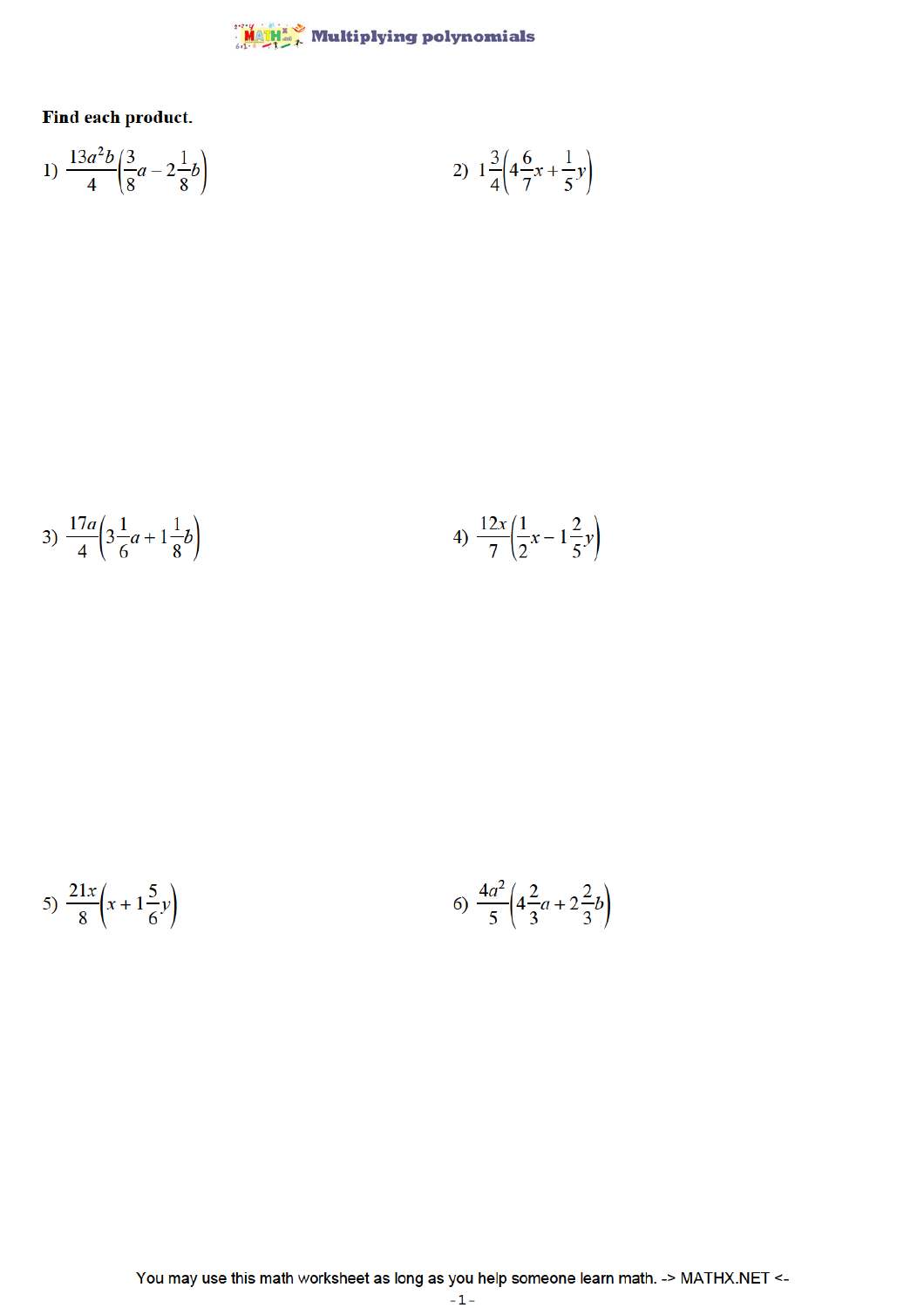# Multiplying polynomials

**Find each product.**

1) $\frac{13a^2b}{4}\left(\frac{3}{8}a - 2\frac{1}{8}b\right)$

2) $1\frac{3}{4}\left(4\frac{6}{7}x + \frac{1}{5}y\right)$

3) $\frac{17a}{4}\left(3\frac{1}{6}a + 1\frac{1}{8}b\right)$

4) $\frac{12x}{7}\left(\frac{1}{2}x - 1\frac{2}{5}y\right)$

5) $\frac{21x}{8}\left(x + 1\frac{5}{6}y\right)$

6) $\frac{4a^2}{5}\left(4\frac{2}{3}a + 2\frac{2}{3}b\right)$

You may use this math worksheet as long as you help someone learn math. -> MATHX.NET <-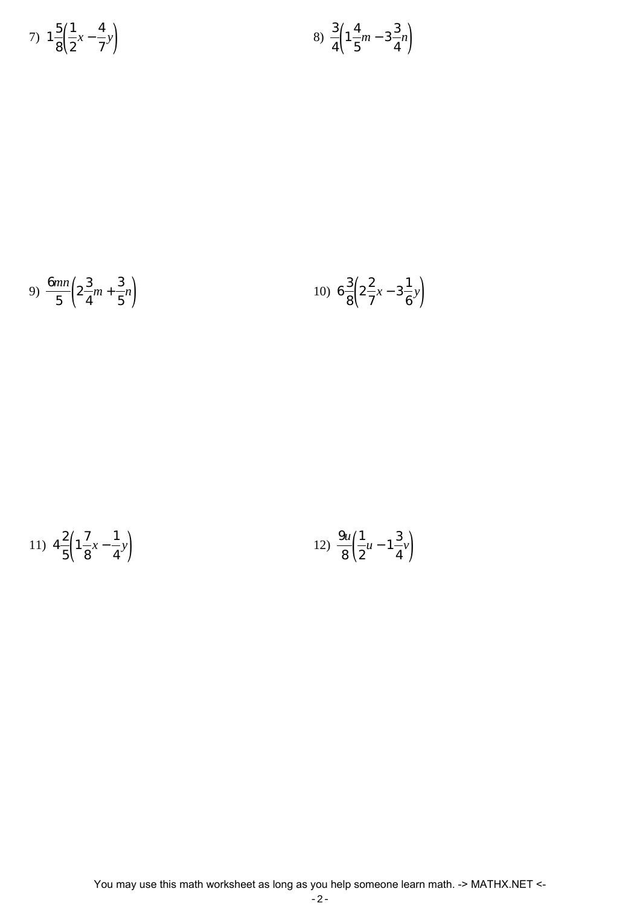7) $1\frac{5}{8}\left(\frac{1}{2}x - \frac{4}{7}y\right)$

8) $\frac{3}{4}\left(1\frac{4}{5}m - 3\frac{3}{4}n\right)$

9) $\frac{6mn}{5}\left(2\frac{3}{4}m + \frac{3}{5}n\right)$

10) $6\frac{3}{8}\left(2\frac{2}{7}x - 3\frac{1}{6}y\right)$

11) $4\frac{2}{5}\left(1\frac{7}{8}x - \frac{1}{4}y\right)$

12) $\frac{9u}{8}\left(\frac{1}{2}u - 1\frac{3}{4}v\right)$

You may use this math worksheet as long as you help someone learn math. -> MATHX.NET <-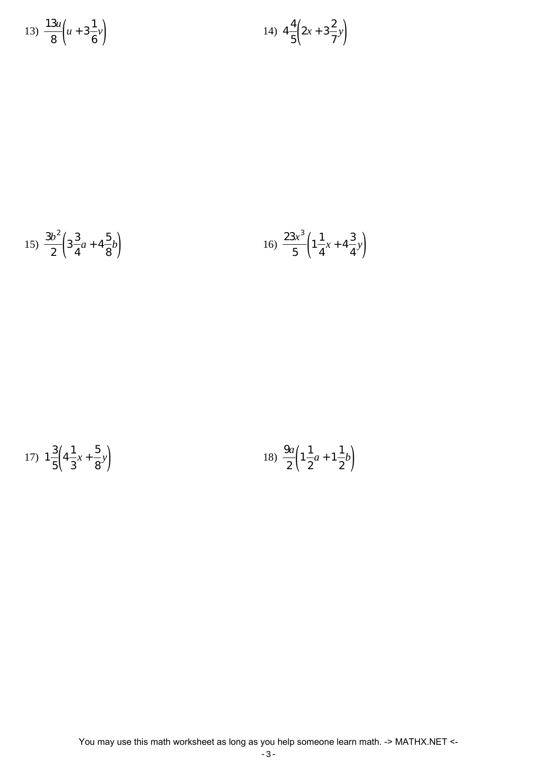13) $\frac{13u}{8}\left(u + 3\frac{1}{6}v\right)$

14) $4\frac{4}{5}\left(2x + 3\frac{2}{7}y\right)$

15) $\frac{3b^2}{2}\left(3\frac{3}{4}a + 4\frac{5}{8}b\right)$

16) $\frac{23x^3}{5}\left(1\frac{1}{4}x + 4\frac{3}{4}y\right)$

17) $1\frac{3}{5}\left(4\frac{1}{3}x + \frac{5}{8}y\right)$

18) $\frac{9a}{2}\left(1\frac{1}{2}a + 1\frac{1}{2}b\right)$

You may use this math worksheet as long as you help someone learn math. -> MATHX.NET <-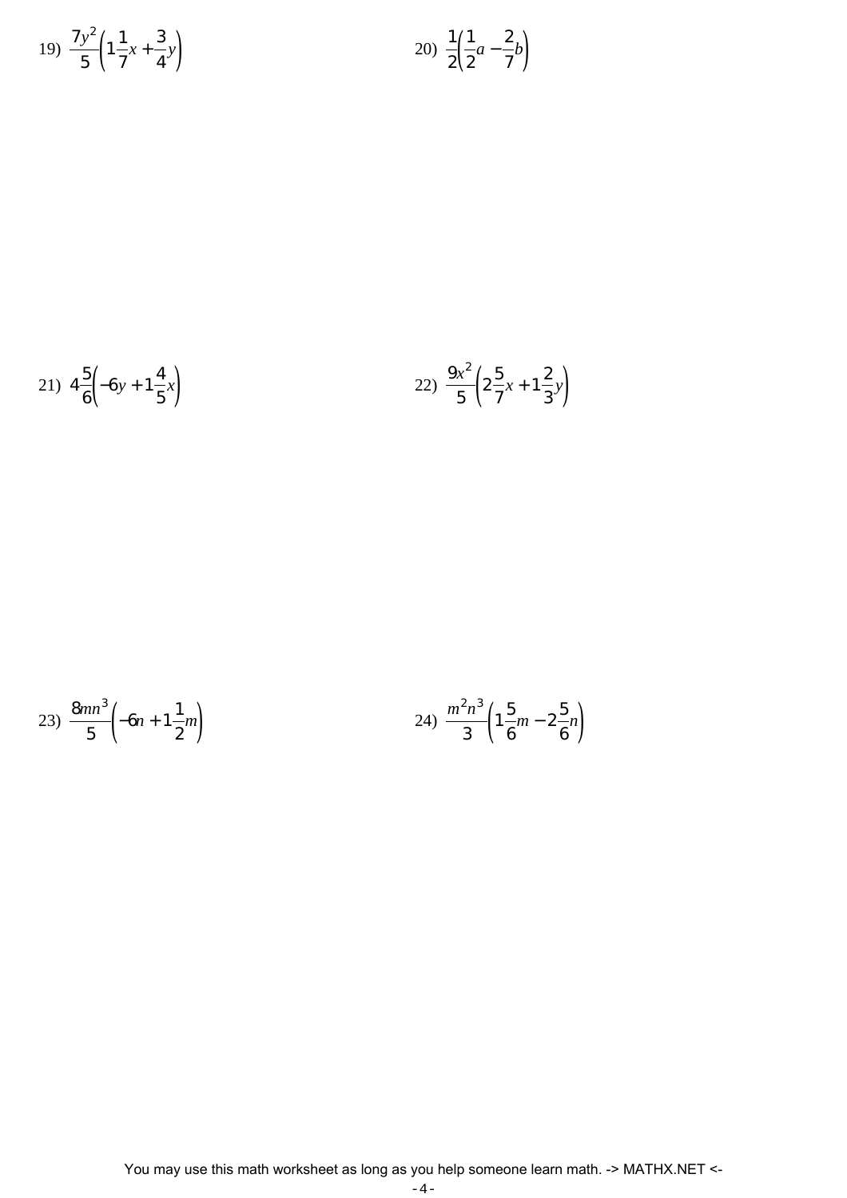19) $\frac{7y^2}{5}\left(1\frac{1}{7}x + \frac{3}{4}y\right)$

20) $\frac{1}{2}\left(\frac{1}{2}a - \frac{2}{7}b\right)$

21) $4\frac{5}{6}\left(-6y + 1\frac{4}{5}x\right)$

22) $\frac{9x^2}{5}\left(2\frac{5}{7}x + 1\frac{2}{3}y\right)$

23) $\frac{8mn^3}{5}\left(-6n + 1\frac{1}{2}m\right)$

24) $\frac{m^2n^3}{3}\left(1\frac{5}{6}m - 2\frac{5}{6}n\right)$

You may use this math worksheet as long as you help someone learn math. -> MATHX.NET <-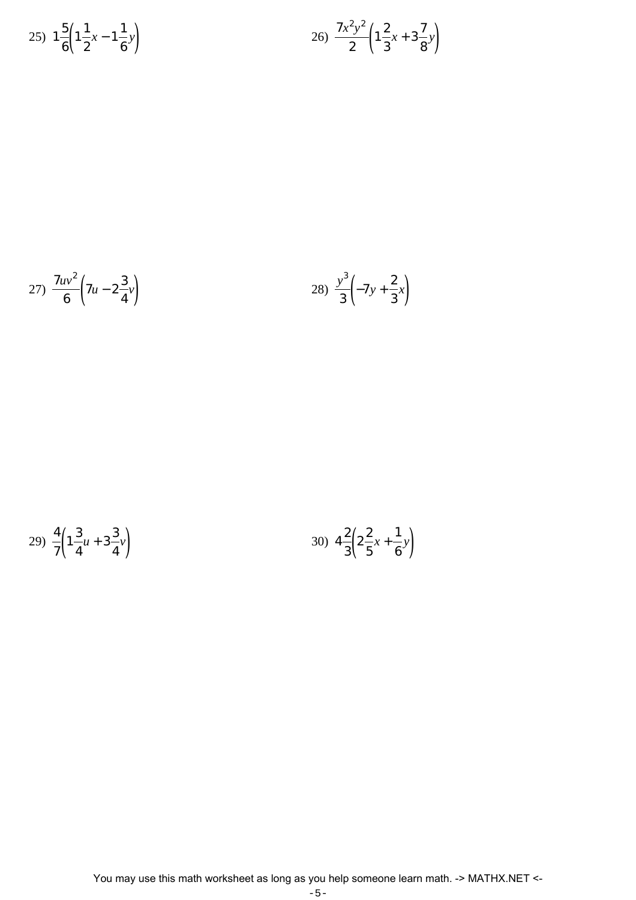25) $1\frac{5}{6}\left(1\frac{1}{2}x - 1\frac{1}{6}y\right)$

26) $\frac{7x^2y^2}{2}\left(1\frac{2}{3}x + 3\frac{7}{8}y\right)$

27) $\frac{7uv^2}{6}\left(7u - 2\frac{3}{4}v\right)$

28) $\frac{y^3}{3}\left(-7y + \frac{2}{3}x\right)$

29) $\frac{4}{7}\left(1\frac{3}{4}u + 3\frac{3}{4}v\right)$

30) $4\frac{2}{3}\left(2\frac{2}{5}x + \frac{1}{6}y\right)$

You may use this math worksheet as long as you help someone learn math. -> MATHX.NET <-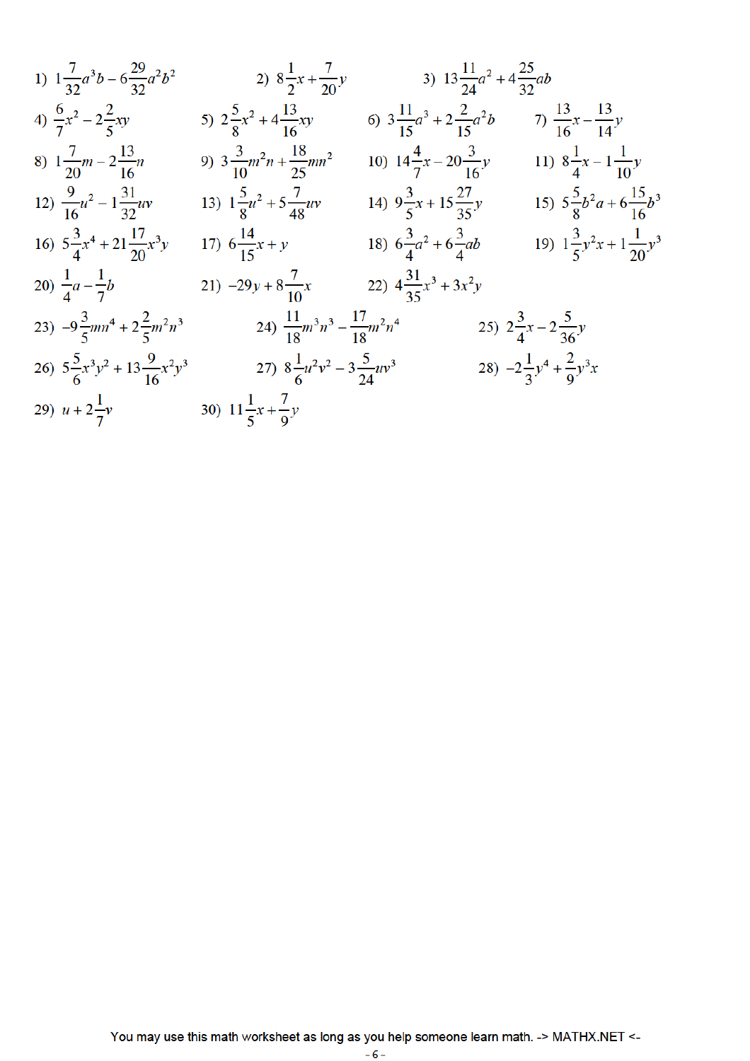1) $1\frac{7}{32}a^3b - 6\frac{29}{32}a^2b^2$

2) $8\frac{1}{2}x + \frac{7}{20}y$

3) $13\frac{11}{24}a^2 + 4\frac{25}{32}ab$

4) $\frac{6}{7}x^2 - 2\frac{2}{5}xy$

5) $2\frac{5}{8}x^2 + 4\frac{13}{16}xy$

6) $3\frac{11}{15}a^3 + 2\frac{2}{15}a^2b$

7) $\frac{13}{16}x - \frac{13}{14}y$

8) $1\frac{7}{20}m - 2\frac{13}{16}n$

9) $3\frac{3}{10}m^2n + \frac{18}{25}mn^2$

10) $14\frac{4}{7}x - 20\frac{3}{16}y$

11) $8\frac{1}{4}x - 1\frac{1}{10}y$

12) $\frac{9}{16}u^2 - 1\frac{31}{32}uv$

13) $1\frac{5}{8}u^2 + 5\frac{7}{48}uv$

14) $9\frac{3}{5}x + 15\frac{27}{35}y$

15) $5\frac{5}{8}b^2a + 6\frac{15}{16}b^3$

16) $5\frac{3}{4}x^4 + 21\frac{17}{20}x^3y$

17) $6\frac{14}{15}x + y$

18) $6\frac{3}{4}a^2 + 6\frac{3}{4}ab$

19) $1\frac{3}{5}y^2x + 1\frac{1}{20}y^3$

20) $\frac{1}{4}a - \frac{1}{7}b$

21) $-29y + 8\frac{7}{10}x$

22) $4\frac{31}{35}x^3 + 3x^2y$

23) $-9\frac{3}{5}mn^4 + 2\frac{2}{5}m^2n^3$

24) $\frac{11}{18}m^3n^3 - \frac{17}{18}m^2n^4$

25) $2\frac{3}{4}x - 2\frac{5}{36}y$

26) $5\frac{5}{6}x^3y^2 + 13\frac{9}{16}x^2y^3$

27) $8\frac{1}{6}u^2v^2 - 3\frac{5}{24}uv^3$

28) $-2\frac{1}{3}y^4 + \frac{2}{9}y^3x$

29) $u + 2\frac{1}{7}v$

30) $11\frac{1}{5}x + \frac{7}{9}y$

You may use this math worksheet as long as you help someone learn math. -> MATHX.NET <-